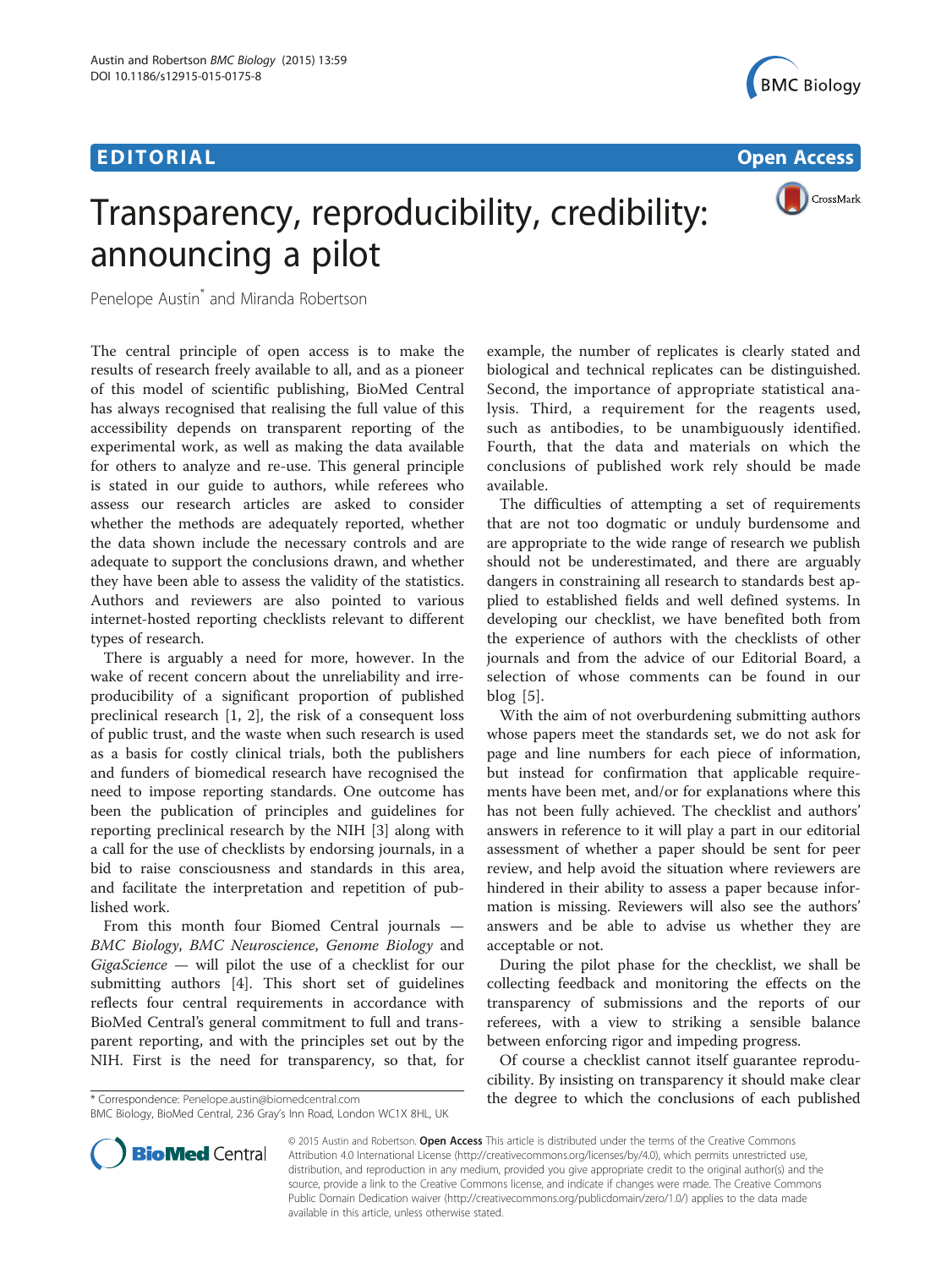EDITORIAL

Open Access

# Transparency, reproducibility, credibility: announcing a pilot

Penelope Austin[*] and Miranda Robertson

The central principle of open access is to make the results of research freely available to all, and as a pioneer of this model of scientific publishing, BioMed Central has always recognised that realising the full value of this accessibility depends on transparent reporting of the experimental work, as well as making the data available for others to analyze and re-use. This general principle is stated in our guide to authors, while referees who assess our research articles are asked to consider whether the methods are adequately reported, whether the data shown include the necessary controls and are adequate to support the conclusions drawn, and whether they have been able to assess the validity of the statistics. Authors and reviewers are also pointed to various internet-hosted reporting checklists relevant to different types of research.

There is arguably a need for more, however. In the wake of recent concern about the unreliability and irreproducibility of a significant proportion of published preclinical research [1, 2], the risk of a consequent loss of public trust, and the waste when such research is used as a basis for costly clinical trials, both the publishers and funders of biomedical research have recognised the need to impose reporting standards. One outcome has been the publication of principles and guidelines for reporting preclinical research by the NIH [3] along with a call for the use of checklists by endorsing journals, in a bid to raise consciousness and standards in this area, and facilitate the interpretation and repetition of published work.

From this month four Biomed Central journals — *BMC Biology*, *BMC Neuroscience*, *Genome Biology* and *GigaScience* — will pilot the use of a checklist for our submitting authors [4]. This short set of guidelines reflects four central requirements in accordance with BioMed Central's general commitment to full and transparent reporting, and with the principles set out by the NIH. First is the need for transparency, so that, for example, the number of replicates is clearly stated and biological and technical replicates can be distinguished. Second, the importance of appropriate statistical analysis. Third, a requirement for the reagents used, such as antibodies, to be unambiguously identified. Fourth, that the data and materials on which the conclusions of published work rely should be made available.

The difficulties of attempting a set of requirements that are not too dogmatic or unduly burdensome and are appropriate to the wide range of research we publish should not be underestimated, and there are arguably dangers in constraining all research to standards best applied to established fields and well defined systems. In developing our checklist, we have benefited both from the experience of authors with the checklists of other journals and from the advice of our Editorial Board, a selection of whose comments can be found in our blog [5].

With the aim of not overburdening submitting authors whose papers meet the standards set, we do not ask for page and line numbers for each piece of information, but instead for confirmation that applicable requirements have been met, and/or for explanations where this has not been fully achieved. The checklist and authors' answers in reference to it will play a part in our editorial assessment of whether a paper should be sent for peer review, and help avoid the situation where reviewers are hindered in their ability to assess a paper because information is missing. Reviewers will also see the authors' answers and be able to advise us whether they are acceptable or not.

During the pilot phase for the checklist, we shall be collecting feedback and monitoring the effects on the transparency of submissions and the reports of our referees, with a view to striking a sensible balance between enforcing rigor and impeding progress.

Of course a checklist cannot itself guarantee reproducibility. By insisting on transparency it should make clear the degree to which the conclusions of each published

\* Correspondence: Penelope.austin@biomedcentral.com
BMC Biology, BioMed Central, 236 Gray's Inn Road, London WC1X 8HL, UK

© 2015 Austin and Robertson. **Open Access** This article is distributed under the terms of the Creative Commons Attribution 4.0 International License (http://creativecommons.org/licenses/by/4.0), which permits unrestricted use, distribution, and reproduction in any medium, provided you give appropriate credit to the original author(s) and the source, provide a link to the Creative Commons license, and indicate if changes were made. The Creative Commons Public Domain Dedication waiver (http://creativecommons.org/publicdomain/zero/1.0/) applies to the data made available in this article, unless otherwise stated.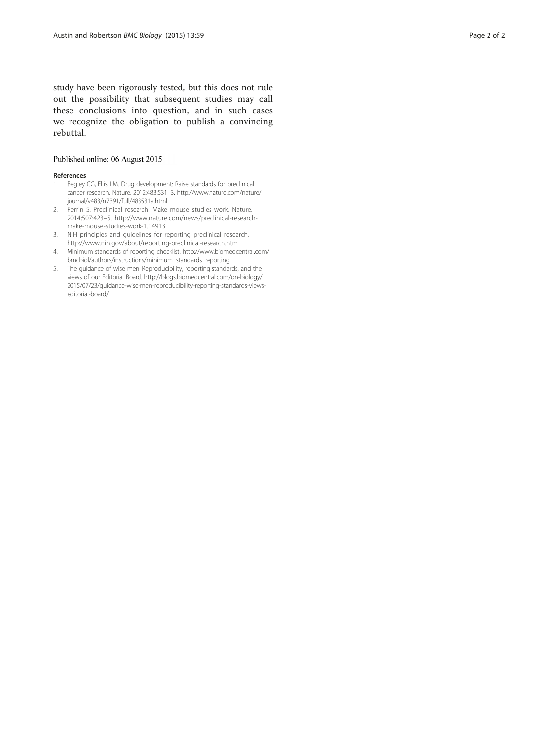study have been rigorously tested, but this does not rule out the possibility that subsequent studies may call these conclusions into question, and in such cases we recognize the obligation to publish a convincing rebuttal.

Published online: 06 August 2015

#### References

1. Begley CG, Ellis LM. Drug development: Raise standards for preclinical cancer research. Nature. 2012;483:531–3. http://www.nature.com/nature/journal/v483/n7391/full/483531a.html.
2. Perrin S. Preclinical research: Make mouse studies work. Nature. 2014;507:423–5. http://www.nature.com/news/preclinical-research-make-mouse-studies-work-1.14913.
3. NIH principles and guidelines for reporting preclinical research. http://www.nih.gov/about/reporting-preclinical-research.htm
4. Minimum standards of reporting checklist. http://www.biomedcentral.com/bmcbiol/authors/instructions/minimum_standards_reporting
5. The guidance of wise men: Reproducibility, reporting standards, and the views of our Editorial Board. http://blogs.biomedcentral.com/on-biology/2015/07/23/guidance-wise-men-reproducibility-reporting-standards-views-editorial-board/